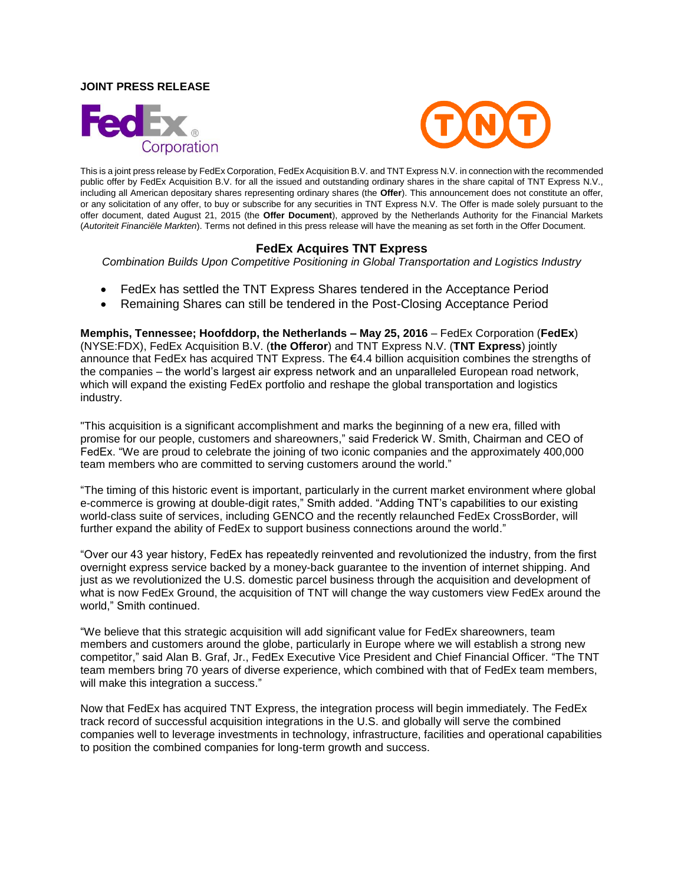**JOINT PRESS RELEASE**

This is a joint press release by FedEx Corporation, FedEx Acquisition B.V. and TNT Express N.V. in connection with the recommended public offer by FedEx Acquisition B.V. for all the issued and outstanding ordinary shares in the share capital of TNT Express N.V., including all American depositary shares representing ordinary shares (the **Offer**). This announcement does not constitute an offer, or any solicitation of any offer, to buy or subscribe for any securities in TNT Express N.V. The Offer is made solely pursuant to the offer document, dated August 21, 2015 (the **Offer Document**), approved by the Netherlands Authority for the Financial Markets (*Autoriteit Financiële Markten*). Terms not defined in this press release will have the meaning as set forth in the Offer Document.

## FedEx Acquires TNT Express

*Combination Builds Upon Competitive Positioning in Global Transportation and Logistics Industry*

- FedEx has settled the TNT Express Shares tendered in the Acceptance Period
- Remaining Shares can still be tendered in the Post-Closing Acceptance Period

**Memphis, Tennessee; Hoofddorp, the Netherlands – May 25, 2016** – FedEx Corporation (**FedEx**) (NYSE:FDX), FedEx Acquisition B.V. (**the Offeror**) and TNT Express N.V. (**TNT Express**) jointly announce that FedEx has acquired TNT Express. The €4.4 billion acquisition combines the strengths of the companies – the world's largest air express network and an unparalleled European road network, which will expand the existing FedEx portfolio and reshape the global transportation and logistics industry.

"This acquisition is a significant accomplishment and marks the beginning of a new era, filled with promise for our people, customers and shareowners," said Frederick W. Smith, Chairman and CEO of FedEx. "We are proud to celebrate the joining of two iconic companies and the approximately 400,000 team members who are committed to serving customers around the world."

"The timing of this historic event is important, particularly in the current market environment where global e-commerce is growing at double-digit rates," Smith added. "Adding TNT's capabilities to our existing world-class suite of services, including GENCO and the recently relaunched FedEx CrossBorder, will further expand the ability of FedEx to support business connections around the world."

"Over our 43 year history, FedEx has repeatedly reinvented and revolutionized the industry, from the first overnight express service backed by a money-back guarantee to the invention of internet shipping. And just as we revolutionized the U.S. domestic parcel business through the acquisition and development of what is now FedEx Ground, the acquisition of TNT will change the way customers view FedEx around the world," Smith continued.

"We believe that this strategic acquisition will add significant value for FedEx shareowners, team members and customers around the globe, particularly in Europe where we will establish a strong new competitor," said Alan B. Graf, Jr., FedEx Executive Vice President and Chief Financial Officer. "The TNT team members bring 70 years of diverse experience, which combined with that of FedEx team members, will make this integration a success."

Now that FedEx has acquired TNT Express, the integration process will begin immediately. The FedEx track record of successful acquisition integrations in the U.S. and globally will serve the combined companies well to leverage investments in technology, infrastructure, facilities and operational capabilities to position the combined companies for long-term growth and success.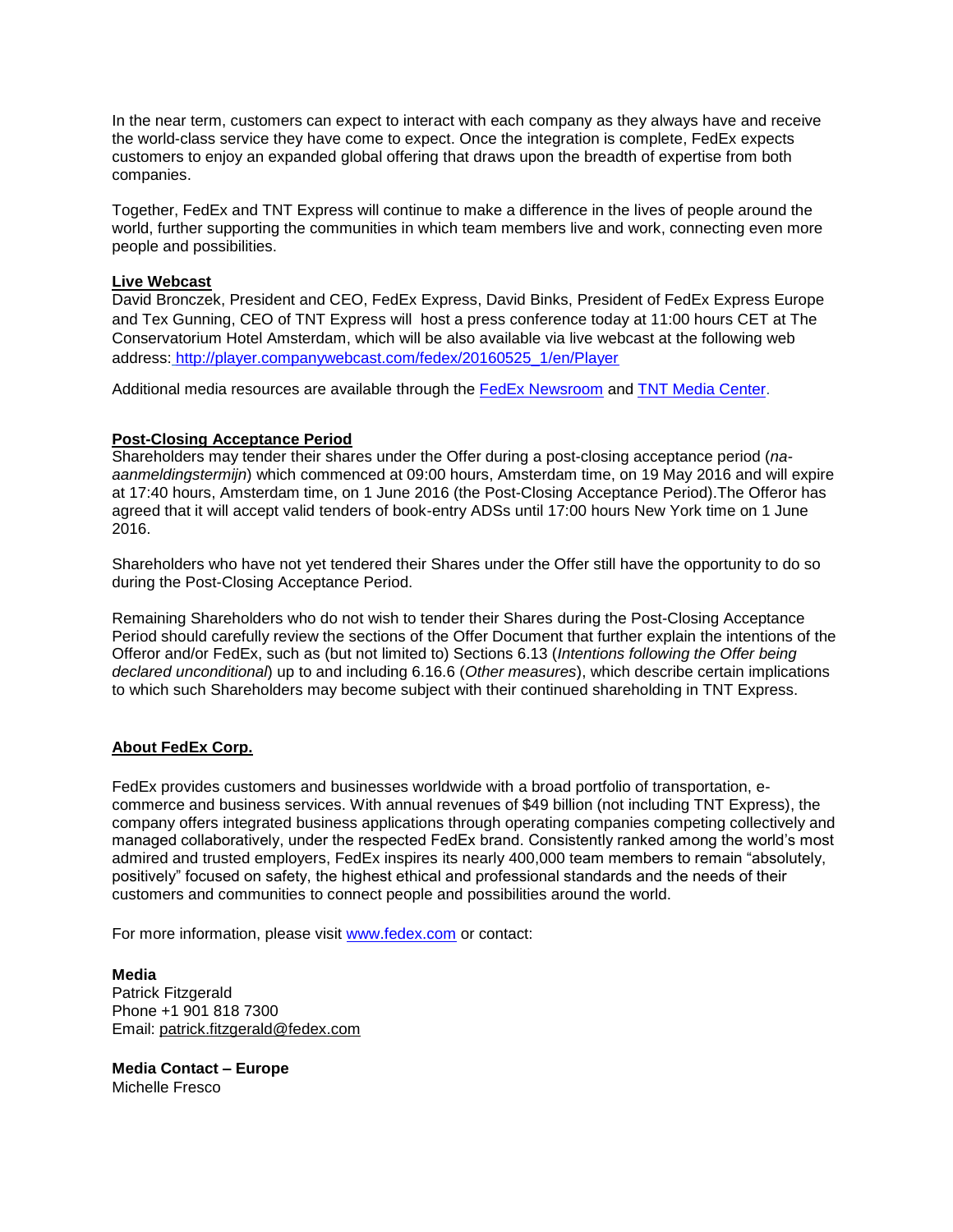In the near term, customers can expect to interact with each company as they always have and receive the world-class service they have come to expect. Once the integration is complete, FedEx expects customers to enjoy an expanded global offering that draws upon the breadth of expertise from both companies.

Together, FedEx and TNT Express will continue to make a difference in the lives of people around the world, further supporting the communities in which team members live and work, connecting even more people and possibilities.

**Live Webcast**

David Bronczek, President and CEO, FedEx Express, David Binks, President of FedEx Express Europe and Tex Gunning, CEO of TNT Express will host a press conference today at 11:00 hours CET at The Conservatorium Hotel Amsterdam, which will be also available via live webcast at the following web address: http://player.companywebcast.com/fedex/20160525_1/en/Player

Additional media resources are available through the FedEx Newsroom and TNT Media Center.

**Post-Closing Acceptance Period**

Shareholders may tender their shares under the Offer during a post-closing acceptance period (*na-aanmeldingstermijn*) which commenced at 09:00 hours, Amsterdam time, on 19 May 2016 and will expire at 17:40 hours, Amsterdam time, on 1 June 2016 (the Post-Closing Acceptance Period).The Offeror has agreed that it will accept valid tenders of book-entry ADSs until 17:00 hours New York time on 1 June 2016.

Shareholders who have not yet tendered their Shares under the Offer still have the opportunity to do so during the Post-Closing Acceptance Period.

Remaining Shareholders who do not wish to tender their Shares during the Post-Closing Acceptance Period should carefully review the sections of the Offer Document that further explain the intentions of the Offeror and/or FedEx, such as (but not limited to) Sections 6.13 (*Intentions following the Offer being declared unconditional*) up to and including 6.16.6 (*Other measures*), which describe certain implications to which such Shareholders may become subject with their continued shareholding in TNT Express.

**About FedEx Corp.**

FedEx provides customers and businesses worldwide with a broad portfolio of transportation, e-commerce and business services. With annual revenues of $49 billion (not including TNT Express), the company offers integrated business applications through operating companies competing collectively and managed collaboratively, under the respected FedEx brand. Consistently ranked among the world's most admired and trusted employers, FedEx inspires its nearly 400,000 team members to remain "absolutely, positively" focused on safety, the highest ethical and professional standards and the needs of their customers and communities to connect people and possibilities around the world.

For more information, please visit www.fedex.com or contact:

**Media**
Patrick Fitzgerald
Phone +1 901 818 7300
Email: patrick.fitzgerald@fedex.com

**Media Contact – Europe**
Michelle Fresco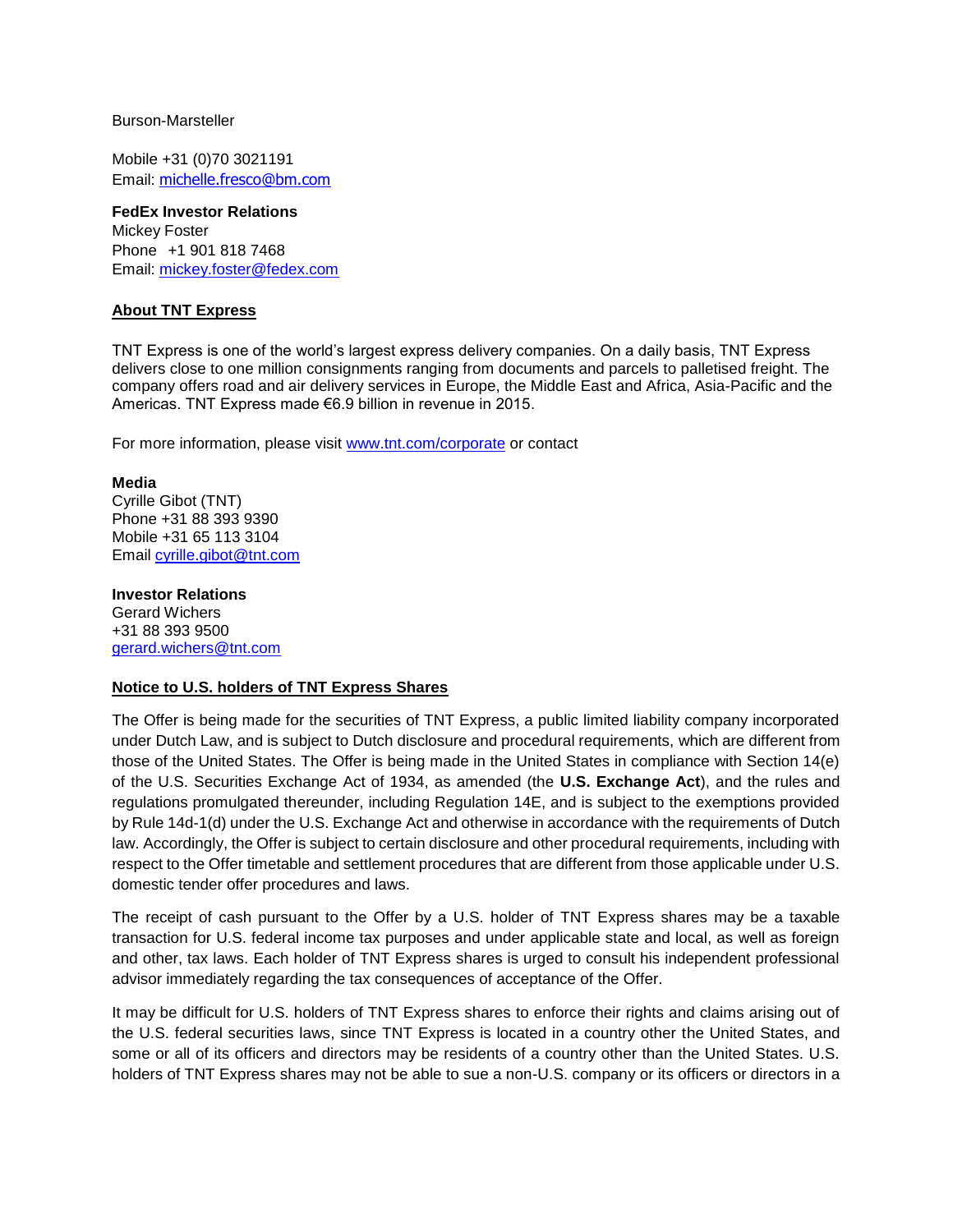Burson-Marsteller

Mobile +31 (0)70 3021191
Email: michelle.fresco@bm.com

**FedEx Investor Relations**
Mickey Foster
Phone +1 901 818 7468
Email: mickey.foster@fedex.com

## About TNT Express

TNT Express is one of the world's largest express delivery companies. On a daily basis, TNT Express delivers close to one million consignments ranging from documents and parcels to palletised freight. The company offers road and air delivery services in Europe, the Middle East and Africa, Asia-Pacific and the Americas. TNT Express made €6.9 billion in revenue in 2015.

For more information, please visit www.tnt.com/corporate or contact

**Media**
Cyrille Gibot (TNT)
Phone +31 88 393 9390
Mobile +31 65 113 3104
Email cyrille.gibot@tnt.com

**Investor Relations**
Gerard Wichers
+31 88 393 9500
gerard.wichers@tnt.com

## Notice to U.S. holders of TNT Express Shares

The Offer is being made for the securities of TNT Express, a public limited liability company incorporated under Dutch Law, and is subject to Dutch disclosure and procedural requirements, which are different from those of the United States. The Offer is being made in the United States in compliance with Section 14(e) of the U.S. Securities Exchange Act of 1934, as amended (the **U.S. Exchange Act**), and the rules and regulations promulgated thereunder, including Regulation 14E, and is subject to the exemptions provided by Rule 14d-1(d) under the U.S. Exchange Act and otherwise in accordance with the requirements of Dutch law. Accordingly, the Offer is subject to certain disclosure and other procedural requirements, including with respect to the Offer timetable and settlement procedures that are different from those applicable under U.S. domestic tender offer procedures and laws.

The receipt of cash pursuant to the Offer by a U.S. holder of TNT Express shares may be a taxable transaction for U.S. federal income tax purposes and under applicable state and local, as well as foreign and other, tax laws. Each holder of TNT Express shares is urged to consult his independent professional advisor immediately regarding the tax consequences of acceptance of the Offer.

It may be difficult for U.S. holders of TNT Express shares to enforce their rights and claims arising out of the U.S. federal securities laws, since TNT Express is located in a country other the United States, and some or all of its officers and directors may be residents of a country other than the United States. U.S. holders of TNT Express shares may not be able to sue a non-U.S. company or its officers or directors in a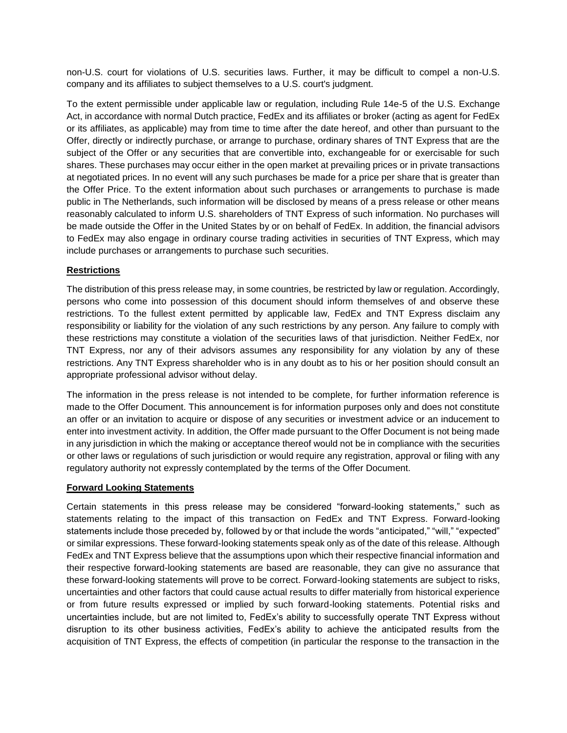non-U.S. court for violations of U.S. securities laws. Further, it may be difficult to compel a non-U.S. company and its affiliates to subject themselves to a U.S. court's judgment.

To the extent permissible under applicable law or regulation, including Rule 14e-5 of the U.S. Exchange Act, in accordance with normal Dutch practice, FedEx and its affiliates or broker (acting as agent for FedEx or its affiliates, as applicable) may from time to time after the date hereof, and other than pursuant to the Offer, directly or indirectly purchase, or arrange to purchase, ordinary shares of TNT Express that are the subject of the Offer or any securities that are convertible into, exchangeable for or exercisable for such shares. These purchases may occur either in the open market at prevailing prices or in private transactions at negotiated prices. In no event will any such purchases be made for a price per share that is greater than the Offer Price. To the extent information about such purchases or arrangements to purchase is made public in The Netherlands, such information will be disclosed by means of a press release or other means reasonably calculated to inform U.S. shareholders of TNT Express of such information. No purchases will be made outside the Offer in the United States by or on behalf of FedEx. In addition, the financial advisors to FedEx may also engage in ordinary course trading activities in securities of TNT Express, which may include purchases or arrangements to purchase such securities.

**Restrictions**

The distribution of this press release may, in some countries, be restricted by law or regulation. Accordingly, persons who come into possession of this document should inform themselves of and observe these restrictions. To the fullest extent permitted by applicable law, FedEx and TNT Express disclaim any responsibility or liability for the violation of any such restrictions by any person. Any failure to comply with these restrictions may constitute a violation of the securities laws of that jurisdiction. Neither FedEx, nor TNT Express, nor any of their advisors assumes any responsibility for any violation by any of these restrictions. Any TNT Express shareholder who is in any doubt as to his or her position should consult an appropriate professional advisor without delay.

The information in the press release is not intended to be complete, for further information reference is made to the Offer Document. This announcement is for information purposes only and does not constitute an offer or an invitation to acquire or dispose of any securities or investment advice or an inducement to enter into investment activity. In addition, the Offer made pursuant to the Offer Document is not being made in any jurisdiction in which the making or acceptance thereof would not be in compliance with the securities or other laws or regulations of such jurisdiction or would require any registration, approval or filing with any regulatory authority not expressly contemplated by the terms of the Offer Document.

**Forward Looking Statements**

Certain statements in this press release may be considered "forward-looking statements," such as statements relating to the impact of this transaction on FedEx and TNT Express. Forward-looking statements include those preceded by, followed by or that include the words "anticipated," "will," "expected" or similar expressions. These forward-looking statements speak only as of the date of this release. Although FedEx and TNT Express believe that the assumptions upon which their respective financial information and their respective forward-looking statements are based are reasonable, they can give no assurance that these forward-looking statements will prove to be correct. Forward-looking statements are subject to risks, uncertainties and other factors that could cause actual results to differ materially from historical experience or from future results expressed or implied by such forward-looking statements. Potential risks and uncertainties include, but are not limited to, FedEx's ability to successfully operate TNT Express without disruption to its other business activities, FedEx's ability to achieve the anticipated results from the acquisition of TNT Express, the effects of competition (in particular the response to the transaction in the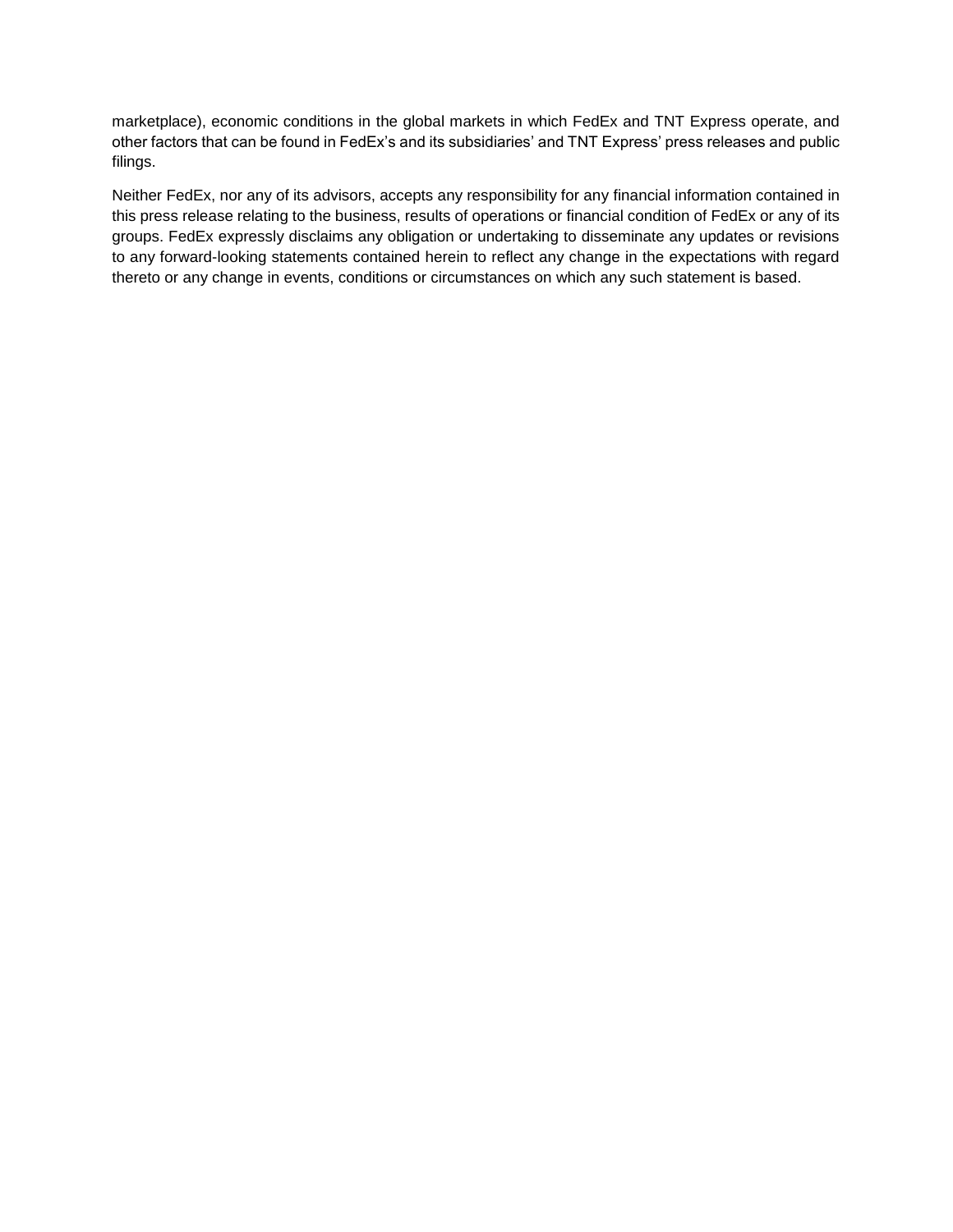marketplace), economic conditions in the global markets in which FedEx and TNT Express operate, and other factors that can be found in FedEx's and its subsidiaries' and TNT Express' press releases and public filings.

Neither FedEx, nor any of its advisors, accepts any responsibility for any financial information contained in this press release relating to the business, results of operations or financial condition of FedEx or any of its groups. FedEx expressly disclaims any obligation or undertaking to disseminate any updates or revisions to any forward-looking statements contained herein to reflect any change in the expectations with regard thereto or any change in events, conditions or circumstances on which any such statement is based.